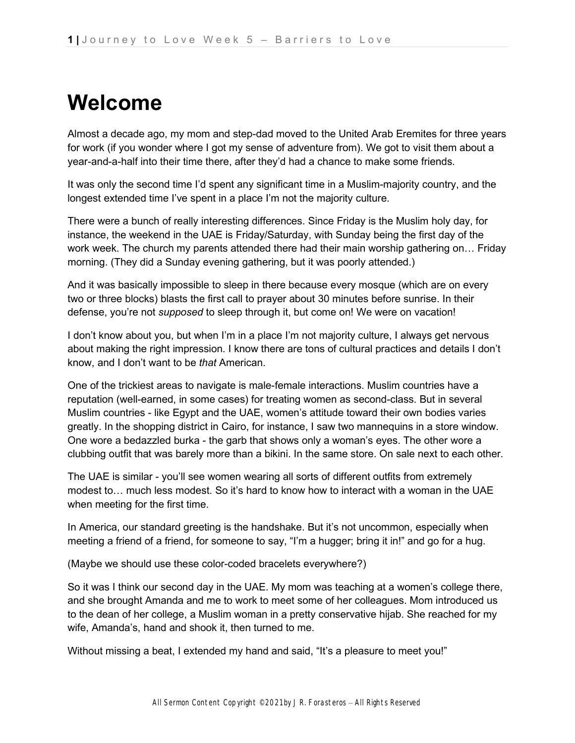# Welcome

Almost a decade ago, my mom and step-dad moved to the United Arab Eremites for three years for work (if you wonder where I got my sense of adventure from). We got to visit them about a year-and-a-half into their time there, after they'd had a chance to make some friends.

It was only the second time I'd spent any significant time in a Muslim-majority country, and the longest extended time I've spent in a place I'm not the majority culture.

There were a bunch of really interesting differences. Since Friday is the Muslim holy day, for instance, the weekend in the UAE is Friday/Saturday, with Sunday being the first day of the work week. The church my parents attended there had their main worship gathering on… Friday morning. (They did a Sunday evening gathering, but it was poorly attended.)

And it was basically impossible to sleep in there because every mosque (which are on every two or three blocks) blasts the first call to prayer about 30 minutes before sunrise. In their defense, you're not *supposed* to sleep through it, but come on! We were on vacation!

I don't know about you, but when I'm in a place I'm not majority culture, I always get nervous about making the right impression. I know there are tons of cultural practices and details I don't know, and I don't want to be *that* American.

One of the trickiest areas to navigate is male-female interactions. Muslim countries have a reputation (well-earned, in some cases) for treating women as second-class. But in several Muslim countries - like Egypt and the UAE, women's attitude toward their own bodies varies greatly. In the shopping district in Cairo, for instance, I saw two mannequins in a store window. One wore a bedazzled burka - the garb that shows only a woman's eyes. The other wore a clubbing outfit that was barely more than a bikini. In the same store. On sale next to each other.

The UAE is similar - you'll see women wearing all sorts of different outfits from extremely modest to… much less modest. So it's hard to know how to interact with a woman in the UAE when meeting for the first time.

In America, our standard greeting is the handshake. But it's not uncommon, especially when meeting a friend of a friend, for someone to say, "I'm a hugger; bring it in!" and go for a hug.

(Maybe we should use these color-coded bracelets everywhere?)

So it was I think our second day in the UAE. My mom was teaching at a women's college there, and she brought Amanda and me to work to meet some of her colleagues. Mom introduced us to the dean of her college, a Muslim woman in a pretty conservative hijab. She reached for my wife, Amanda's, hand and shook it, then turned to me.

Without missing a beat, I extended my hand and said, "It's a pleasure to meet you!"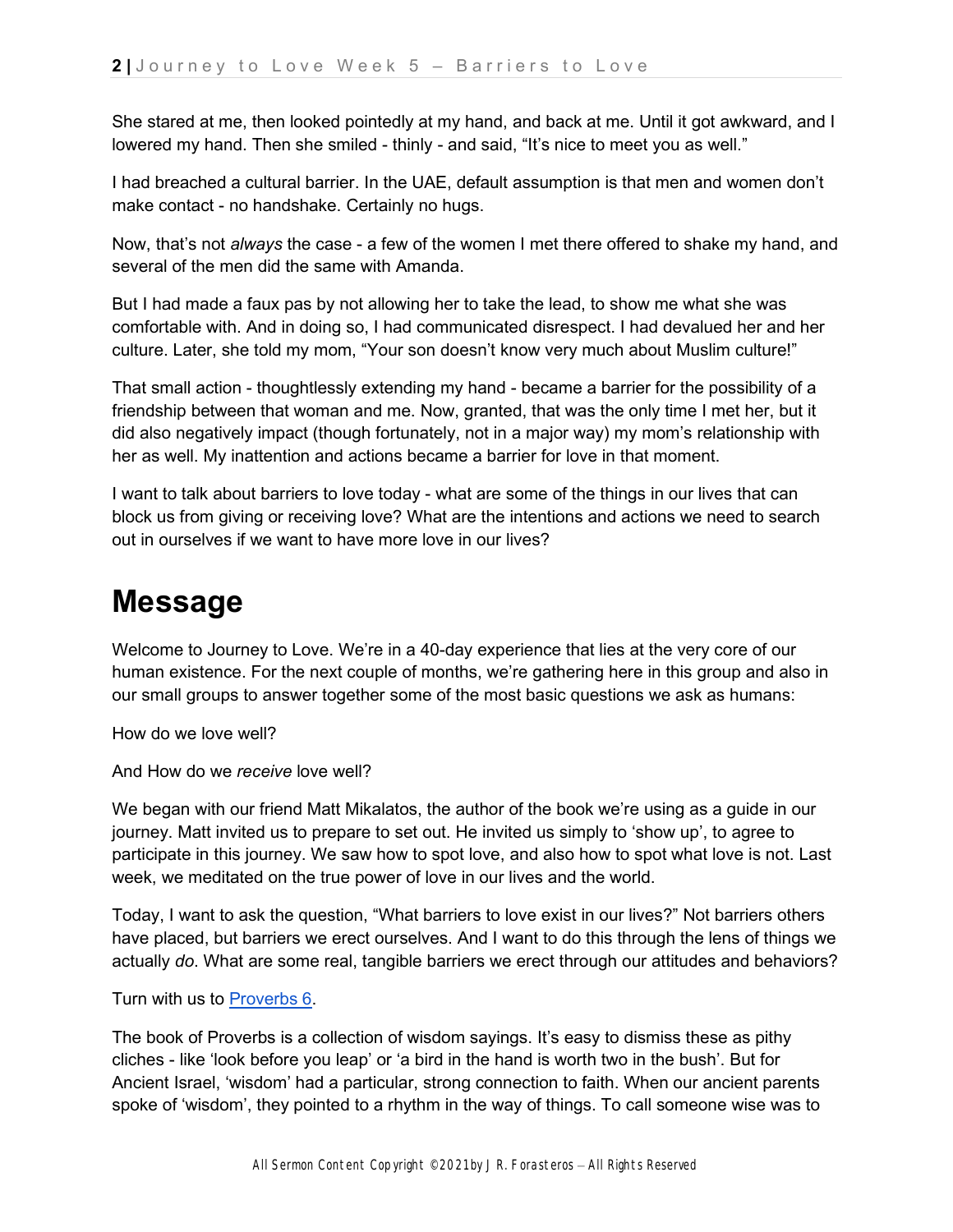She stared at me, then looked pointedly at my hand, and back at me. Until it got awkward, and I lowered my hand. Then she smiled - thinly - and said, “It’s nice to meet you as well.”

I had breached a cultural barrier. In the UAE, default assumption is that men and women don’t make contact - no handshake. Certainly no hugs.

Now, that’s not *always* the case - a few of the women I met there offered to shake my hand, and several of the men did the same with Amanda.

But I had made a faux pas by not allowing her to take the lead, to show me what she was comfortable with. And in doing so, I had communicated disrespect. I had devalued her and her culture. Later, she told my mom, “Your son doesn’t know very much about Muslim culture!”

That small action - thoughtlessly extending my hand - became a barrier for the possibility of a friendship between that woman and me. Now, granted, that was the only time I met her, but it did also negatively impact (though fortunately, not in a major way) my mom’s relationship with her as well. My inattention and actions became a barrier for love in that moment.

I want to talk about barriers to love today - what are some of the things in our lives that can block us from giving or receiving love? What are the intentions and actions we need to search out in ourselves if we want to have more love in our lives?

# Message

Welcome to Journey to Love. We’re in a 40-day experience that lies at the very core of our human existence. For the next couple of months, we’re gathering here in this group and also in our small groups to answer together some of the most basic questions we ask as humans:

How do we love well?

And How do we *receive* love well?

We began with our friend Matt Mikalatos, the author of the book we’re using as a guide in our journey. Matt invited us to prepare to set out. He invited us simply to ‘show up’, to agree to participate in this journey. We saw how to spot love, and also how to spot what love is not. Last week, we meditated on the true power of love in our lives and the world.

Today, I want to ask the question, “What barriers to love exist in our lives?” Not barriers others have placed, but barriers we erect ourselves. And I want to do this through the lens of things we actually *do*. What are some real, tangible barriers we erect through our attitudes and behaviors?

Turn with us to [Proverbs 6](Proverbs 6).

The book of Proverbs is a collection of wisdom sayings. It’s easy to dismiss these as pithy cliches - like ‘look before you leap’ or ‘a bird in the hand is worth two in the bush’. But for Ancient Israel, ‘wisdom’ had a particular, strong connection to faith. When our ancient parents spoke of ‘wisdom’, they pointed to a rhythm in the way of things. To call someone wise was to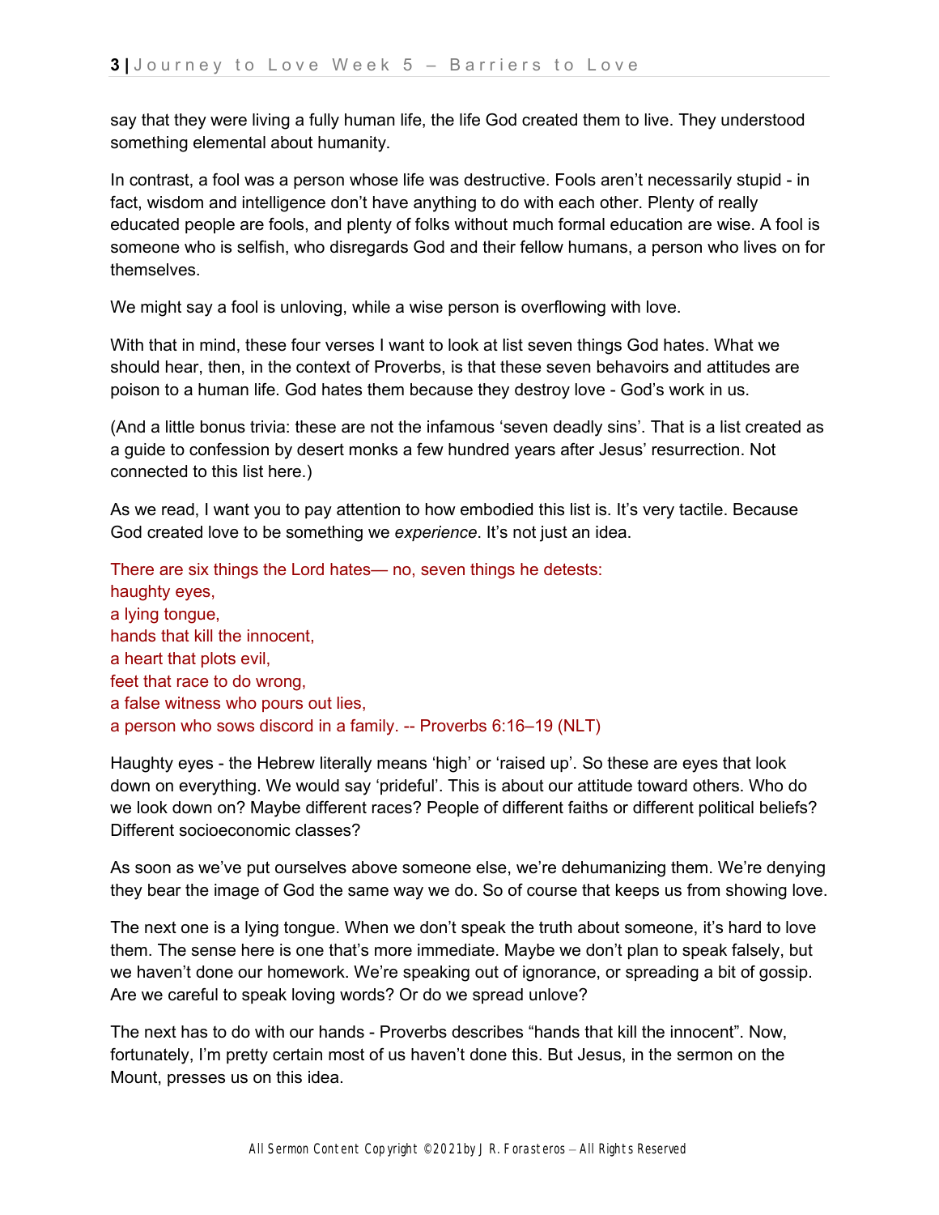say that they were living a fully human life, the life God created them to live. They understood something elemental about humanity.

In contrast, a fool was a person whose life was destructive. Fools aren't necessarily stupid - in fact, wisdom and intelligence don't have anything to do with each other. Plenty of really educated people are fools, and plenty of folks without much formal education are wise. A fool is someone who is selfish, who disregards God and their fellow humans, a person who lives on for themselves.

We might say a fool is unloving, while a wise person is overflowing with love.

With that in mind, these four verses I want to look at list seven things God hates. What we should hear, then, in the context of Proverbs, is that these seven behavoirs and attitudes are poison to a human life. God hates them because they destroy love - God's work in us.

(And a little bonus trivia: these are not the infamous 'seven deadly sins'. That is a list created as a guide to confession by desert monks a few hundred years after Jesus' resurrection. Not connected to this list here.)

As we read, I want you to pay attention to how embodied this list is. It's very tactile. Because God created love to be something we *experience*. It's not just an idea.

There are six things the Lord hates— no, seven things he detests:
haughty eyes,
a lying tongue,
hands that kill the innocent,
a heart that plots evil,
feet that race to do wrong,
a false witness who pours out lies,
a person who sows discord in a family. -- Proverbs 6:16–19 (NLT)

Haughty eyes - the Hebrew literally means 'high' or 'raised up'. So these are eyes that look down on everything. We would say 'prideful'. This is about our attitude toward others. Who do we look down on? Maybe different races? People of different faiths or different political beliefs? Different socioeconomic classes?

As soon as we've put ourselves above someone else, we're dehumanizing them. We're denying they bear the image of God the same way we do. So of course that keeps us from showing love.

The next one is a lying tongue. When we don't speak the truth about someone, it's hard to love them. The sense here is one that's more immediate. Maybe we don't plan to speak falsely, but we haven't done our homework. We're speaking out of ignorance, or spreading a bit of gossip. Are we careful to speak loving words? Or do we spread unlove?

The next has to do with our hands - Proverbs describes "hands that kill the innocent". Now, fortunately, I'm pretty certain most of us haven't done this. But Jesus, in the sermon on the Mount, presses us on this idea.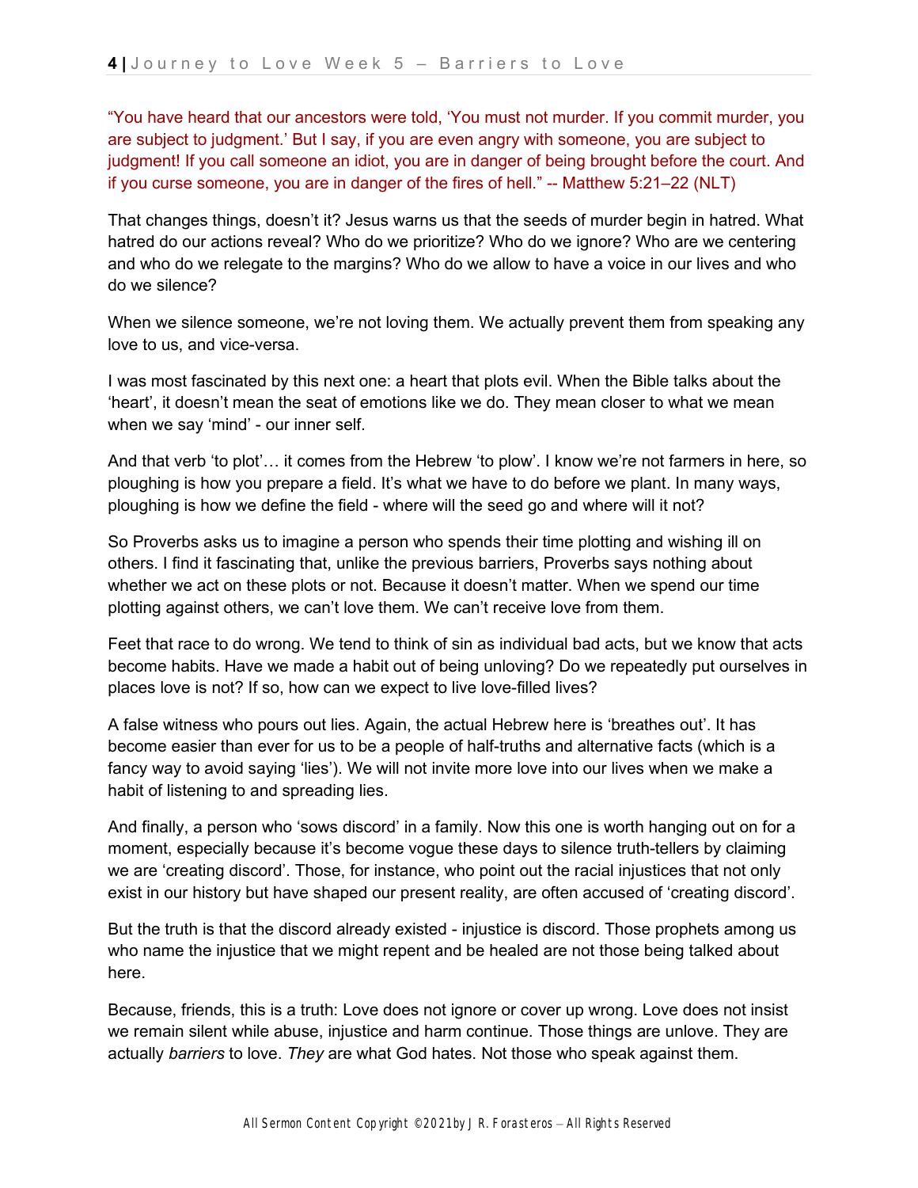"You have heard that our ancestors were told, 'You must not murder. If you commit murder, you are subject to judgment.' But I say, if you are even angry with someone, you are subject to judgment! If you call someone an idiot, you are in danger of being brought before the court. And if you curse someone, you are in danger of the fires of hell." -- Matthew 5:21–22 (NLT)

That changes things, doesn't it? Jesus warns us that the seeds of murder begin in hatred. What hatred do our actions reveal? Who do we prioritize? Who do we ignore? Who are we centering and who do we relegate to the margins? Who do we allow to have a voice in our lives and who do we silence?

When we silence someone, we're not loving them. We actually prevent them from speaking any love to us, and vice-versa.

I was most fascinated by this next one: a heart that plots evil. When the Bible talks about the 'heart', it doesn't mean the seat of emotions like we do. They mean closer to what we mean when we say 'mind' - our inner self.

And that verb 'to plot'… it comes from the Hebrew 'to plow'. I know we're not farmers in here, so ploughing is how you prepare a field. It's what we have to do before we plant. In many ways, ploughing is how we define the field - where will the seed go and where will it not?

So Proverbs asks us to imagine a person who spends their time plotting and wishing ill on others. I find it fascinating that, unlike the previous barriers, Proverbs says nothing about whether we act on these plots or not. Because it doesn't matter. When we spend our time plotting against others, we can't love them. We can't receive love from them.

Feet that race to do wrong. We tend to think of sin as individual bad acts, but we know that acts become habits. Have we made a habit out of being unloving? Do we repeatedly put ourselves in places love is not? If so, how can we expect to live love-filled lives?

A false witness who pours out lies. Again, the actual Hebrew here is 'breathes out'. It has become easier than ever for us to be a people of half-truths and alternative facts (which is a fancy way to avoid saying 'lies'). We will not invite more love into our lives when we make a habit of listening to and spreading lies.

And finally, a person who 'sows discord' in a family. Now this one is worth hanging out on for a moment, especially because it's become vogue these days to silence truth-tellers by claiming we are 'creating discord'. Those, for instance, who point out the racial injustices that not only exist in our history but have shaped our present reality, are often accused of 'creating discord'.

But the truth is that the discord already existed - injustice is discord. Those prophets among us who name the injustice that we might repent and be healed are not those being talked about here.

Because, friends, this is a truth: Love does not ignore or cover up wrong. Love does not insist we remain silent while abuse, injustice and harm continue. Those things are unlove. They are actually *barriers* to love. *They* are what God hates. Not those who speak against them.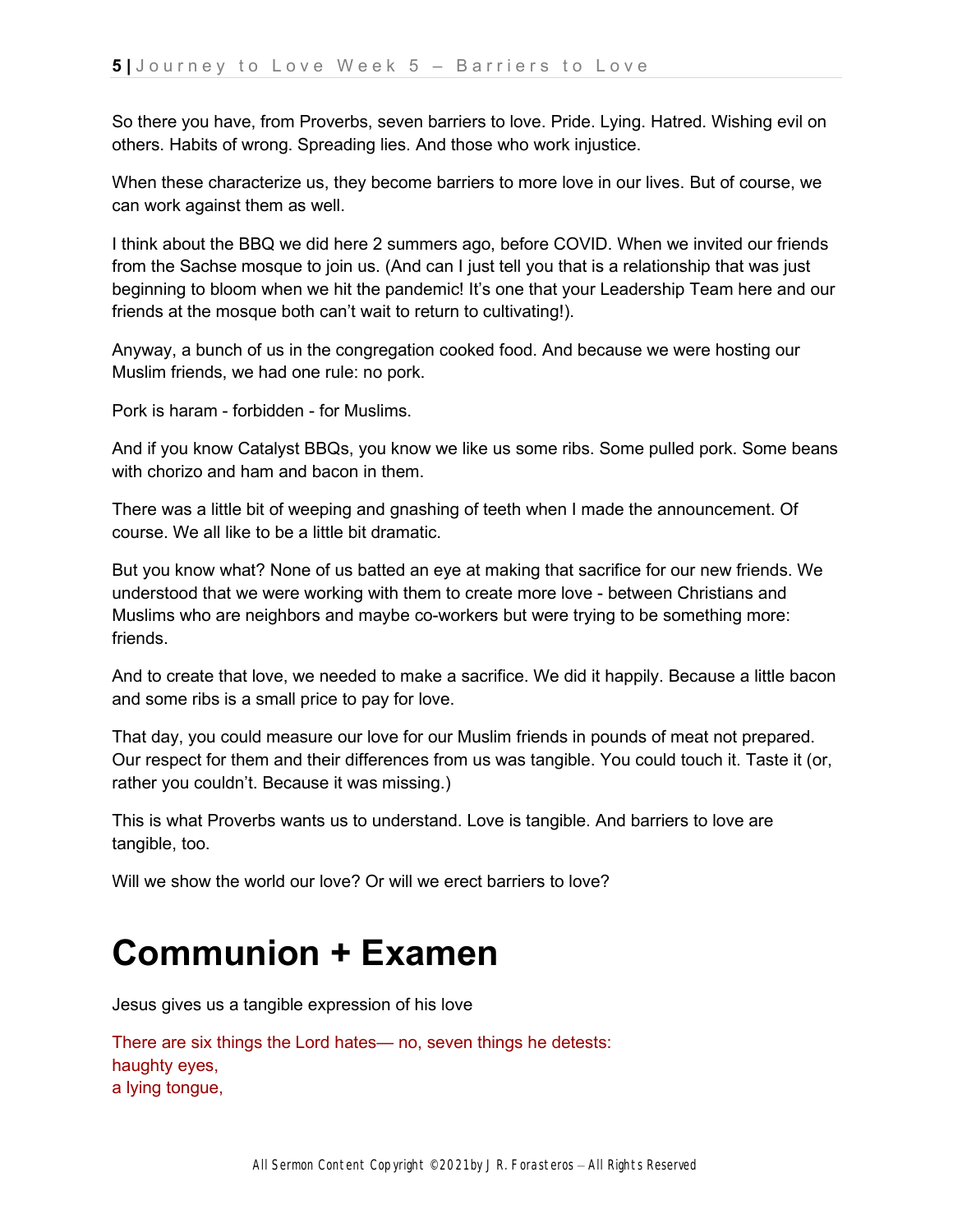So there you have, from Proverbs, seven barriers to love. Pride. Lying. Hatred. Wishing evil on others. Habits of wrong. Spreading lies. And those who work injustice.

When these characterize us, they become barriers to more love in our lives. But of course, we can work against them as well.

I think about the BBQ we did here 2 summers ago, before COVID. When we invited our friends from the Sachse mosque to join us. (And can I just tell you that is a relationship that was just beginning to bloom when we hit the pandemic! It's one that your Leadership Team here and our friends at the mosque both can't wait to return to cultivating!).

Anyway, a bunch of us in the congregation cooked food. And because we were hosting our Muslim friends, we had one rule: no pork.

Pork is haram - forbidden - for Muslims.

And if you know Catalyst BBQs, you know we like us some ribs. Some pulled pork. Some beans with chorizo and ham and bacon in them.

There was a little bit of weeping and gnashing of teeth when I made the announcement. Of course. We all like to be a little bit dramatic.

But you know what? None of us batted an eye at making that sacrifice for our new friends. We understood that we were working with them to create more love - between Christians and Muslims who are neighbors and maybe co-workers but were trying to be something more: friends.

And to create that love, we needed to make a sacrifice. We did it happily. Because a little bacon and some ribs is a small price to pay for love.

That day, you could measure our love for our Muslim friends in pounds of meat not prepared. Our respect for them and their differences from us was tangible. You could touch it. Taste it (or, rather you couldn't. Because it was missing.)

This is what Proverbs wants us to understand. Love is tangible. And barriers to love are tangible, too.

Will we show the world our love? Or will we erect barriers to love?

# Communion + Examen

Jesus gives us a tangible expression of his love

There are six things the Lord hates— no, seven things he detests:
haughty eyes,
a lying tongue,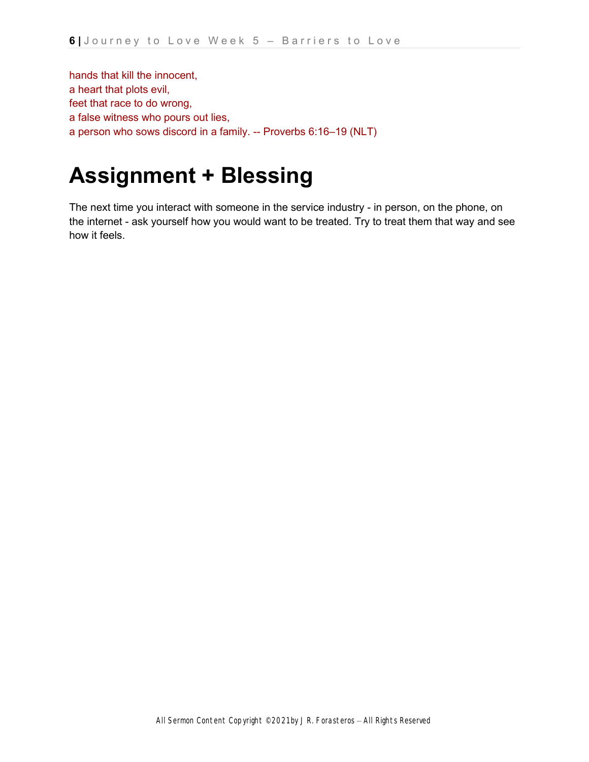hands that kill the innocent,
a heart that plots evil,
feet that race to do wrong,
a false witness who pours out lies,
a person who sows discord in a family. -- Proverbs 6:16–19 (NLT)

# Assignment + Blessing

The next time you interact with someone in the service industry - in person, on the phone, on the internet - ask yourself how you would want to be treated. Try to treat them that way and see how it feels.